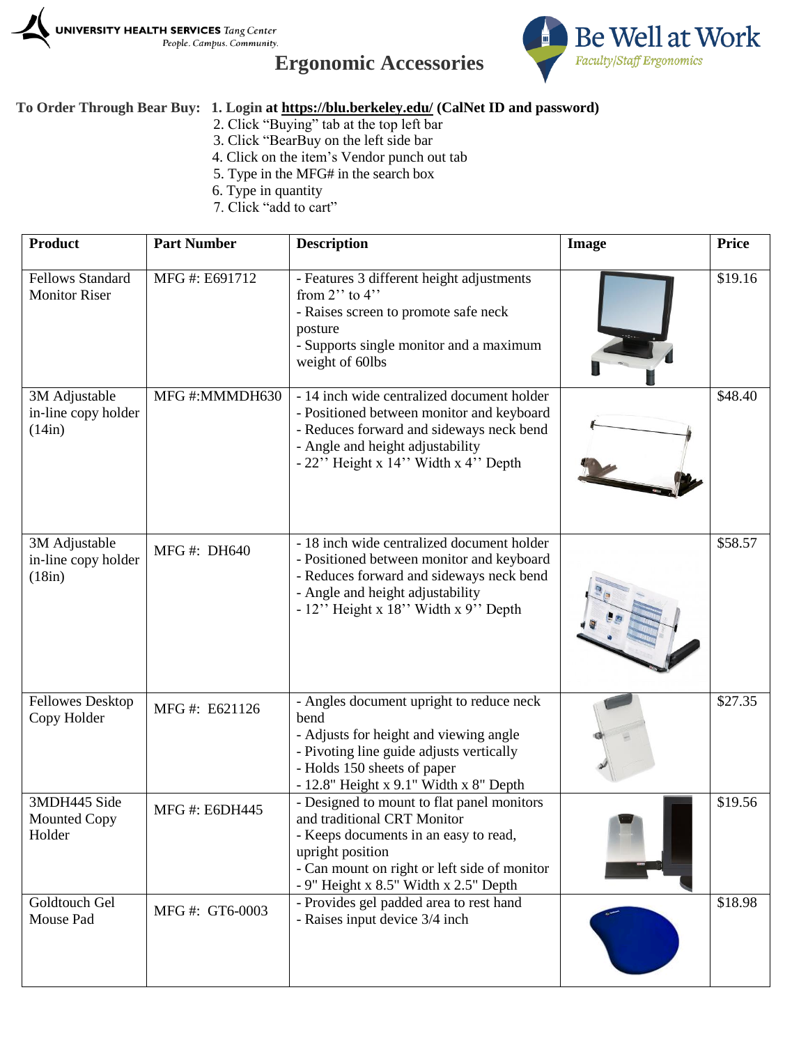UNIVERSITY HEALTH SERVICES *Tang Center*
*People. Campus. Community.*

Be Well at Work
*Faculty/Staff Ergonomics*

# Ergonomic Accessories

**To Order Through Bear Buy:** **1. Login at https://blu.berkeley.edu/ (CalNet ID and password)**
2. Click "Buying" tab at the top left bar
3. Click "BearBuy on the left side bar
4. Click on the item's Vendor punch out tab
5. Type in the MFG# in the search box
6. Type in quantity
7. Click "add to cart"

| Product | Part Number | Description | Image | Price |
|---|---|---|---|---|
| Fellows Standard Monitor Riser | MFG #: E691712 | - Features 3 different height adjustments from 2'' to 4''<br>- Raises screen to promote safe neck posture<br>- Supports single monitor and a maximum weight of 60lbs | | $19.16 |
| 3M Adjustable in-line copy holder (14in) | MFG #:MMMDH630 | - 14 inch wide centralized document holder<br>- Positioned between monitor and keyboard<br>- Reduces forward and sideways neck bend<br>- Angle and height adjustability<br>- 22'' Height x 14'' Width x 4'' Depth | | $48.40 |
| 3M Adjustable in-line copy holder (18in) | MFG #: DH640 | - 18 inch wide centralized document holder<br>- Positioned between monitor and keyboard<br>- Reduces forward and sideways neck bend<br>- Angle and height adjustability<br>- 12'' Height x 18'' Width x 9'' Depth | | $58.57 |
| Fellowes Desktop Copy Holder | MFG #: E621126 | - Angles document upright to reduce neck bend<br>- Adjusts for height and viewing angle<br>- Pivoting line guide adjusts vertically<br>- Holds 150 sheets of paper<br>- 12.8" Height x 9.1" Width x 8" Depth | | $27.35 |
| 3MDH445 Side Mounted Copy Holder | MFG #: E6DH445 | - Designed to mount to flat panel monitors and traditional CRT Monitor<br>- Keeps documents in an easy to read, upright position<br>- Can mount on right or left side of monitor<br>- 9" Height x 8.5" Width x 2.5" Depth | | $19.56 |
| Goldtouch Gel Mouse Pad | MFG #: GT6-0003 | - Provides gel padded area to rest hand<br>- Raises input device 3/4 inch | | $18.98 |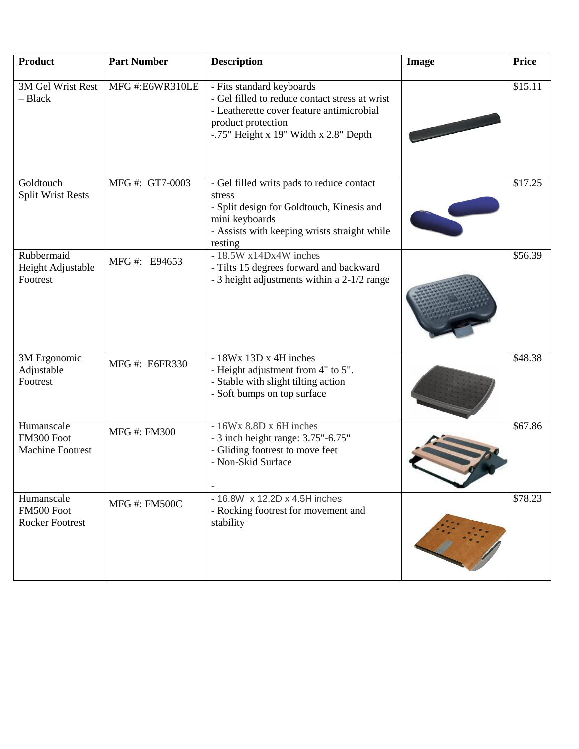| Product | Part Number | Description | Image | Price |
|---|---|---|---|---|
| 3M Gel Wrist Rest – Black | MFG #:E6WR310LE | - Fits standard keyboards<br>- Gel filled to reduce contact stress at wrist<br>- Leatherette cover feature antimicrobial product protection<br>-.75" Height x 19" Width x 2.8" Depth | | $15.11 |
| Goldtouch Split Wrist Rests | MFG #: GT7-0003 | - Gel filled writs pads to reduce contact stress<br>- Split design for Goldtouch, Kinesis and mini keyboards<br>- Assists with keeping wrists straight while resting | | $17.25 |
| Rubbermaid Height Adjustable Footrest | MFG #: E94653 | - 18.5W x14Dx4W inches<br>- Tilts 15 degrees forward and backward<br>- 3 height adjustments within a 2-1/2 range | | $56.39 |
| 3M Ergonomic Adjustable Footrest | MFG #: E6FR330 | - 18Wx 13D x 4H inches<br>- Height adjustment from 4" to 5".<br>- Stable with slight tilting action<br>- Soft bumps on top surface | | $48.38 |
| Humanscale FM300 Foot Machine Footrest | MFG #: FM300 | - 16Wx 8.8D x 6H inches<br>- 3 inch height range: 3.75"-6.75"<br>- Gliding footrest to move feet<br>- Non-Skid Surface<br>- | | $67.86 |
| Humanscale FM500 Foot Rocker Footrest | MFG #: FM500C | - 16.8W x 12.2D x 4.5H inches<br>- Rocking footrest for movement and stability | | $78.23 |